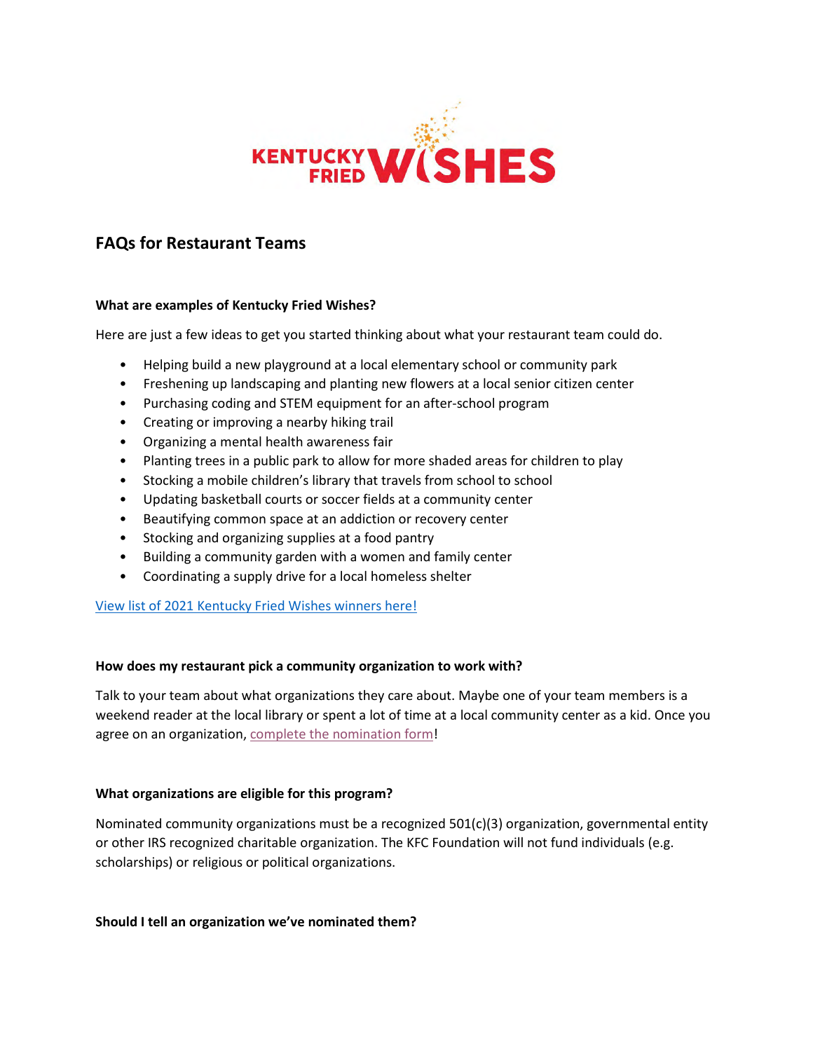KENTUCKY FRIED WISHES

## FAQs for Restaurant Teams

**What are examples of Kentucky Fried Wishes?**

Here are just a few ideas to get you started thinking about what your restaurant team could do.

- Helping build a new playground at a local elementary school or community park
- Freshening up landscaping and planting new flowers at a local senior citizen center
- Purchasing coding and STEM equipment for an after-school program
- Creating or improving a nearby hiking trail
- Organizing a mental health awareness fair
- Planting trees in a public park to allow for more shaded areas for children to play
- Stocking a mobile children's library that travels from school to school
- Updating basketball courts or soccer fields at a community center
- Beautifying common space at an addiction or recovery center
- Stocking and organizing supplies at a food pantry
- Building a community garden with a women and family center
- Coordinating a supply drive for a local homeless shelter

View list of 2021 Kentucky Fried Wishes winners here!

**How does my restaurant pick a community organization to work with?**

Talk to your team about what organizations they care about. Maybe one of your team members is a weekend reader at the local library or spent a lot of time at a local community center as a kid. Once you agree on an organization, complete the nomination form!

**What organizations are eligible for this program?**

Nominated community organizations must be a recognized 501(c)(3) organization, governmental entity or other IRS recognized charitable organization. The KFC Foundation will not fund individuals (e.g. scholarships) or religious or political organizations.

**Should I tell an organization we've nominated them?**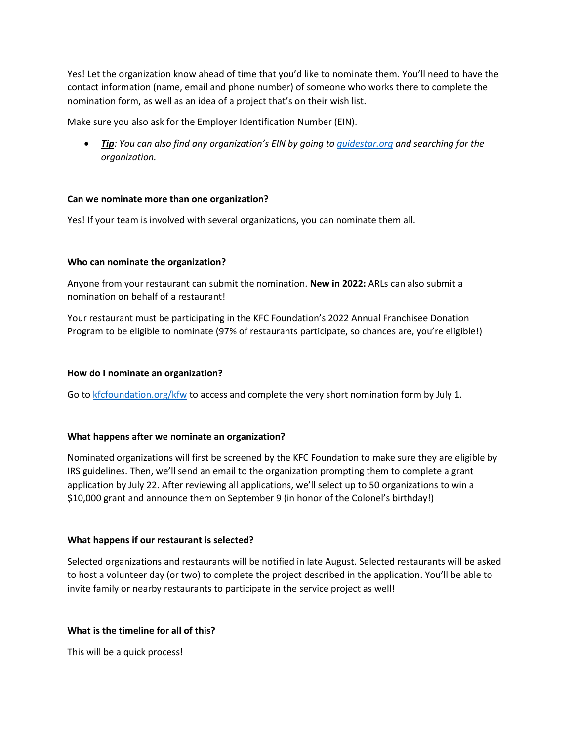Yes! Let the organization know ahead of time that you'd like to nominate them. You'll need to have the contact information (name, email and phone number) of someone who works there to complete the nomination form, as well as an idea of a project that's on their wish list.

Make sure you also ask for the Employer Identification Number (EIN).

- ***Tip***: *You can also find any organization's EIN by going to [guidestar.org](guidestar.org) and searching for the organization.*

**Can we nominate more than one organization?**

Yes! If your team is involved with several organizations, you can nominate them all.

**Who can nominate the organization?**

Anyone from your restaurant can submit the nomination. **New in 2022:** ARLs can also submit a nomination on behalf of a restaurant!

Your restaurant must be participating in the KFC Foundation's 2022 Annual Franchisee Donation Program to be eligible to nominate (97% of restaurants participate, so chances are, you're eligible!)

**How do I nominate an organization?**

Go to [kfcfoundation.org/kfw](kfcfoundation.org/kfw) to access and complete the very short nomination form by July 1.

**What happens after we nominate an organization?**

Nominated organizations will first be screened by the KFC Foundation to make sure they are eligible by IRS guidelines. Then, we'll send an email to the organization prompting them to complete a grant application by July 22. After reviewing all applications, we'll select up to 50 organizations to win a $10,000 grant and announce them on September 9 (in honor of the Colonel's birthday!)

**What happens if our restaurant is selected?**

Selected organizations and restaurants will be notified in late August. Selected restaurants will be asked to host a volunteer day (or two) to complete the project described in the application. You'll be able to invite family or nearby restaurants to participate in the service project as well!

**What is the timeline for all of this?**

This will be a quick process!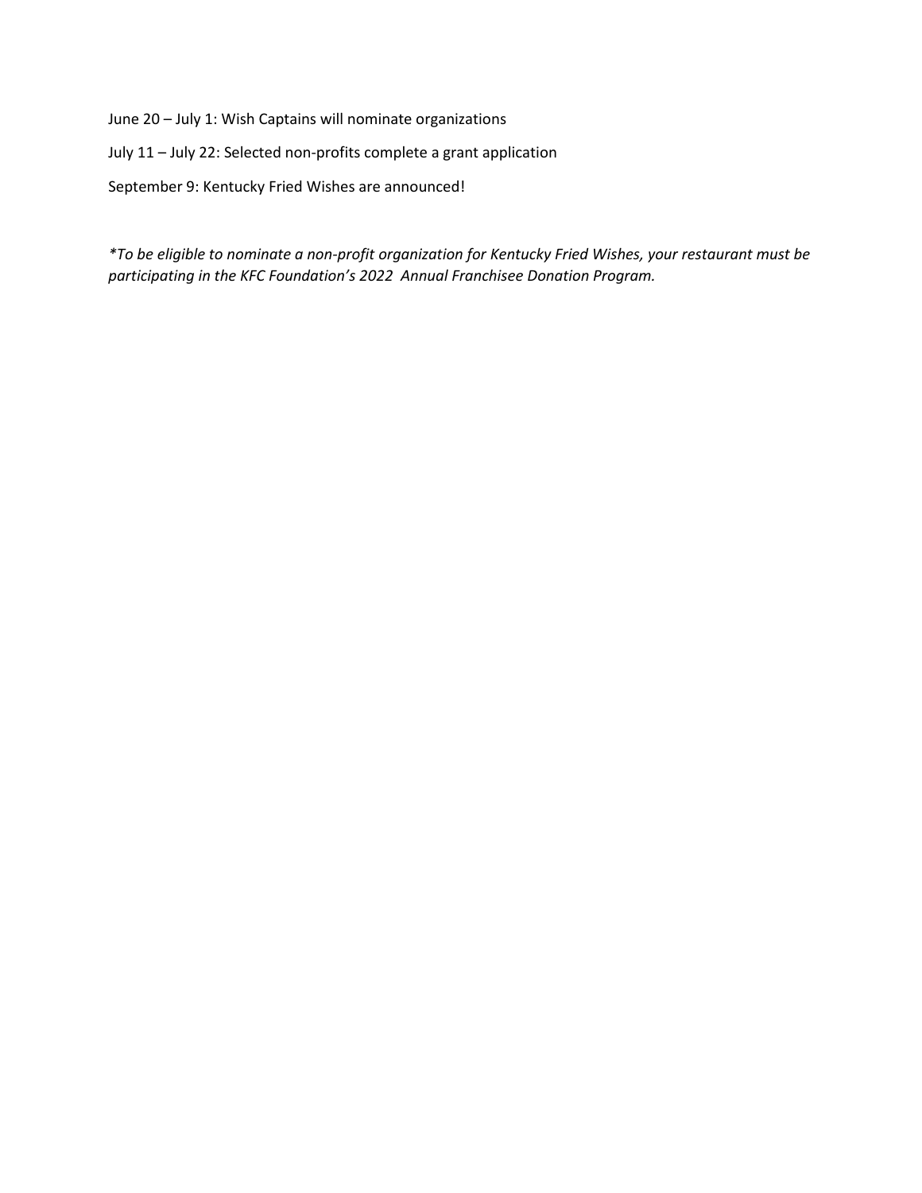June 20 – July 1: Wish Captains will nominate organizations

July 11 – July 22: Selected non-profits complete a grant application

September 9: Kentucky Fried Wishes are announced!

*\*To be eligible to nominate a non-profit organization for Kentucky Fried Wishes, your restaurant must be participating in the KFC Foundation's 2022 Annual Franchisee Donation Program.*